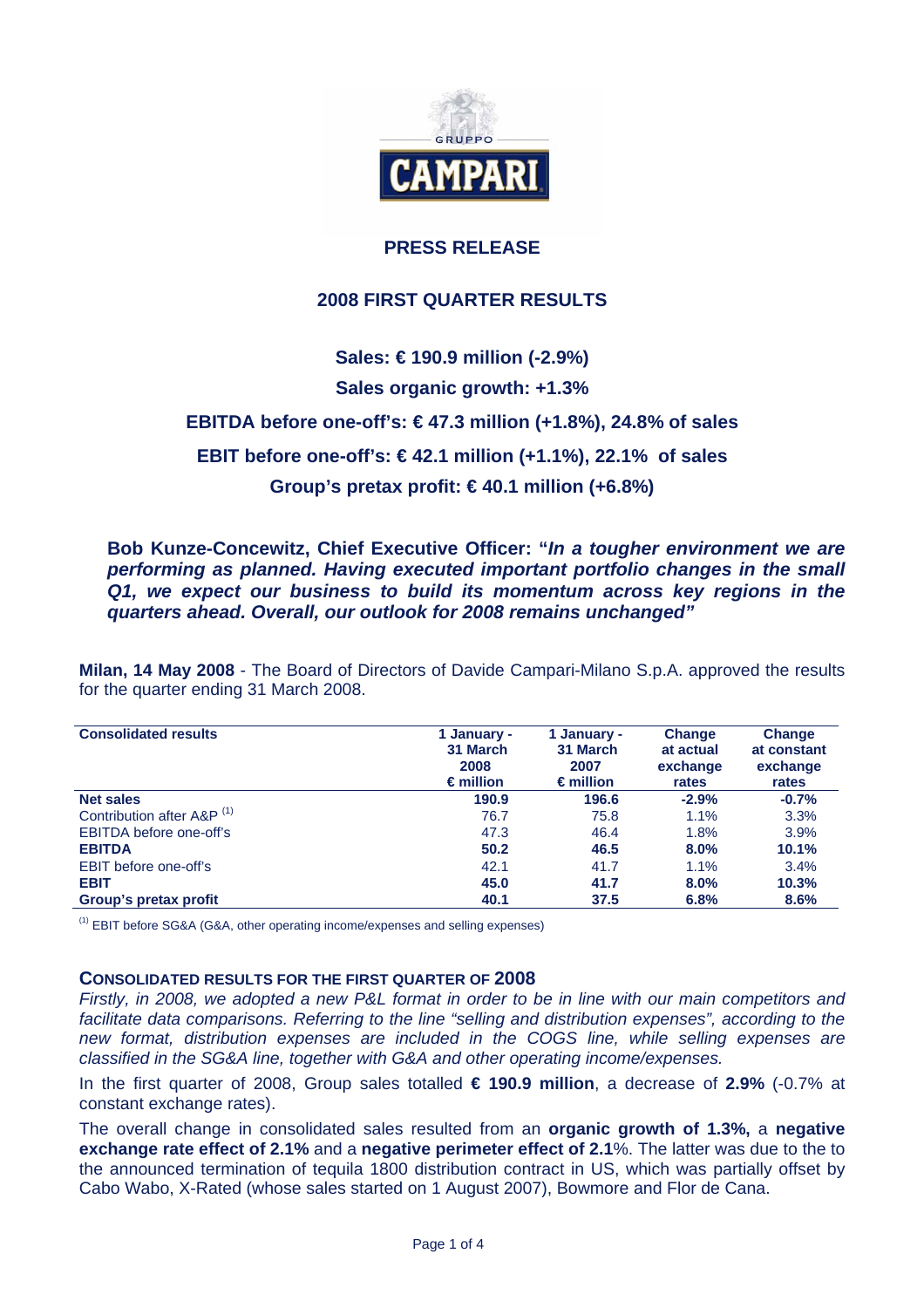# PRESS RELEASE

## 2008 FIRST QUARTER RESULTS

**Sales: € 190.9 million (-2.9%)**

**Sales organic growth: +1.3%**

**EBITDA before one-off's: € 47.3 million (+1.8%), 24.8% of sales**

**EBIT before one-off's: € 42.1 million (+1.1%), 22.1% of sales**

**Group's pretax profit: € 40.1 million (+6.8%)**

**Bob Kunze-Concewitz, Chief Executive Officer: "*In a tougher environment we are performing as planned. Having executed important portfolio changes in the small Q1, we expect our business to build its momentum across key regions in the quarters ahead. Overall, our outlook for 2008 remains unchanged*"**

**Milan, 14 May 2008** - The Board of Directors of Davide Campari-Milano S.p.A. approved the results for the quarter ending 31 March 2008.

| **Consolidated results** | **1 January - 31 March 2008 € million** | **1 January - 31 March 2007 € million** | **Change at actual exchange rates** | **Change at constant exchange rates** |
|---|---|---|---|---|
| **Net sales** | **190.9** | **196.6** | **-2.9%** | **-0.7%** |
| Contribution after A&P [1] | 76.7 | 75.8 | 1.1% | 3.3% |
| EBITDA before one-off's | 47.3 | 46.4 | 1.8% | 3.9% |
| **EBITDA** | **50.2** | **46.5** | **8.0%** | **10.1%** |
| EBIT before one-off's | 42.1 | 41.7 | 1.1% | 3.4% |
| **EBIT** | **45.0** | **41.7** | **8.0%** | **10.3%** |
| **Group's pretax profit** | **40.1** | **37.5** | **6.8%** | **8.6%** |

[1] EBIT before SG&A (G&A, other operating income/expenses and selling expenses)

### CONSOLIDATED RESULTS FOR THE FIRST QUARTER OF 2008

*Firstly, in 2008, we adopted a new P&L format in order to be in line with our main competitors and facilitate data comparisons. Referring to the line "selling and distribution expenses", according to the new format, distribution expenses are included in the COGS line, while selling expenses are classified in the SG&A line, together with G&A and other operating income/expenses.*

In the first quarter of 2008, Group sales totalled **€ 190.9 million**, a decrease of **2.9%** (-0.7% at constant exchange rates).

The overall change in consolidated sales resulted from an **organic growth of 1.3%,** a **negative exchange rate effect of 2.1%** and a **negative perimeter effect of 2.1**%. The latter was due to the to the announced termination of tequila 1800 distribution contract in US, which was partially offset by Cabo Wabo, X-Rated (whose sales started on 1 August 2007), Bowmore and Flor de Cana.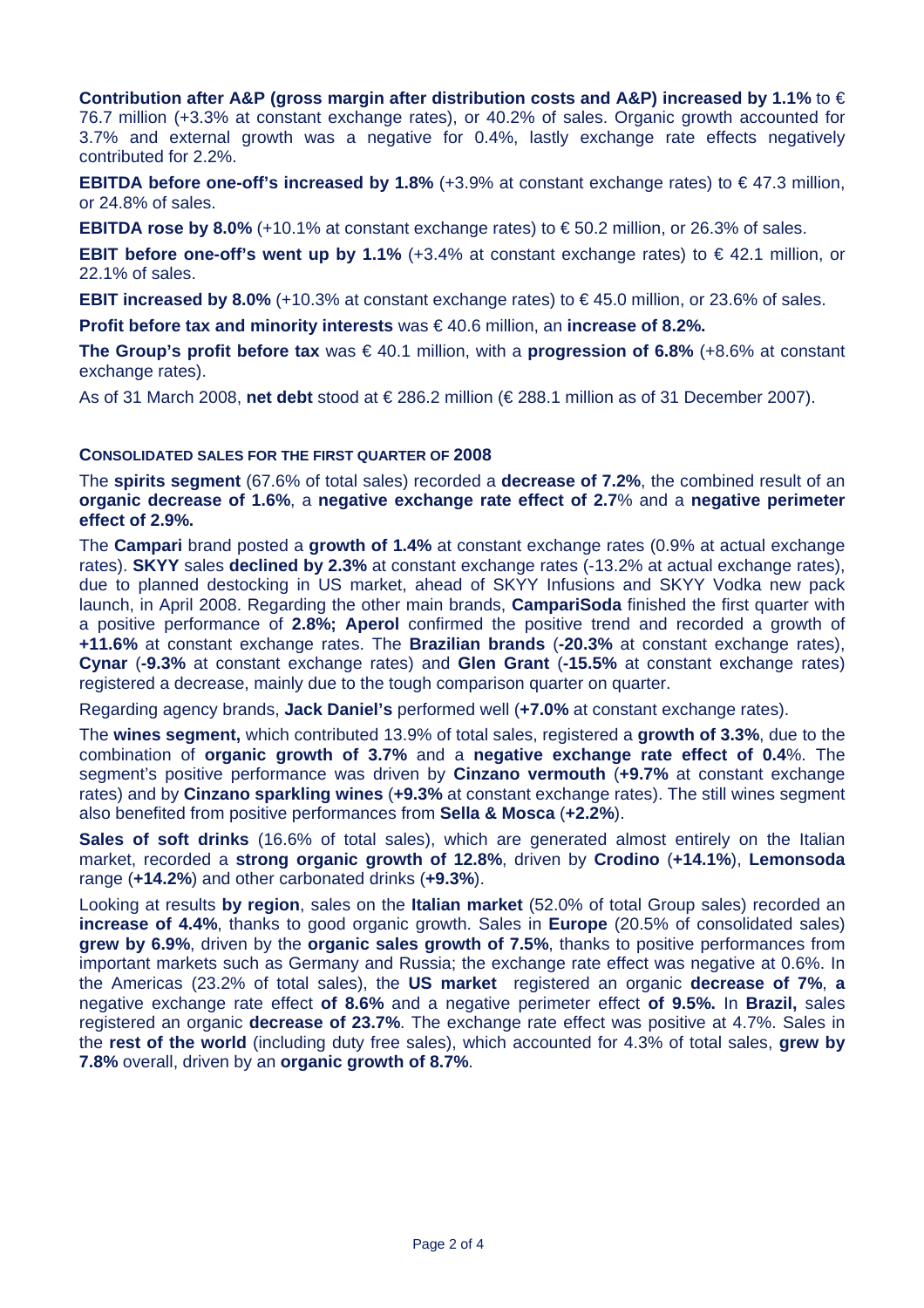**Contribution after A&P (gross margin after distribution costs and A&P) increased by 1.1%** to € 76.7 million (+3.3% at constant exchange rates), or 40.2% of sales. Organic growth accounted for 3.7% and external growth was a negative for 0.4%, lastly exchange rate effects negatively contributed for 2.2%.

**EBITDA before one-off's increased by 1.8%** (+3.9% at constant exchange rates) to € 47.3 million, or 24.8% of sales.

**EBITDA rose by 8.0%** (+10.1% at constant exchange rates) to € 50.2 million, or 26.3% of sales.

**EBIT before one-off's went up by 1.1%** (+3.4% at constant exchange rates) to € 42.1 million, or 22.1% of sales.

**EBIT increased by 8.0%** (+10.3% at constant exchange rates) to € 45.0 million, or 23.6% of sales.

**Profit before tax and minority interests** was € 40.6 million, an **increase of 8.2%.**

**The Group's profit before tax** was € 40.1 million, with a **progression of 6.8%** (+8.6% at constant exchange rates).

As of 31 March 2008, **net debt** stood at € 286.2 million (€ 288.1 million as of 31 December 2007).

## CONSOLIDATED SALES FOR THE FIRST QUARTER OF 2008

The **spirits segment** (67.6% of total sales) recorded a **decrease of 7.2%**, the combined result of an **organic decrease of 1.6%**, a **negative exchange rate effect of 2.7**% and a **negative perimeter effect of 2.9%.**

The **Campari** brand posted a **growth of 1.4%** at constant exchange rates (0.9% at actual exchange rates). **SKYY** sales **declined by 2.3%** at constant exchange rates (-13.2% at actual exchange rates), due to planned destocking in US market, ahead of SKYY Infusions and SKYY Vodka new pack launch, in April 2008. Regarding the other main brands, **CampariSoda** finished the first quarter with a positive performance of **2.8%; Aperol** confirmed the positive trend and recorded a growth of **+11.6%** at constant exchange rates. The **Brazilian brands** (**-20.3%** at constant exchange rates), **Cynar** (**-9.3%** at constant exchange rates) and **Glen Grant** (**-15.5%** at constant exchange rates) registered a decrease, mainly due to the tough comparison quarter on quarter.

Regarding agency brands, **Jack Daniel's** performed well (**+7.0%** at constant exchange rates).

The **wines segment,** which contributed 13.9% of total sales, registered a **growth of 3.3%**, due to the combination of **organic growth of 3.7%** and a **negative exchange rate effect of 0.4**%. The segment's positive performance was driven by **Cinzano vermouth** (**+9.7%** at constant exchange rates) and by **Cinzano sparkling wines** (**+9.3%** at constant exchange rates). The still wines segment also benefited from positive performances from **Sella & Mosca** (**+2.2%**).

**Sales of soft drinks** (16.6% of total sales), which are generated almost entirely on the Italian market, recorded a **strong organic growth of 12.8%**, driven by **Crodino** (**+14.1%**), **Lemonsoda** range (**+14.2%**) and other carbonated drinks (**+9.3%**).

Looking at results **by region**, sales on the **Italian market** (52.0% of total Group sales) recorded an **increase of 4.4%**, thanks to good organic growth. Sales in **Europe** (20.5% of consolidated sales) **grew by 6.9%**, driven by the **organic sales growth of 7.5%**, thanks to positive performances from important markets such as Germany and Russia; the exchange rate effect was negative at 0.6%. In the Americas (23.2% of total sales), the **US market** registered an organic **decrease of 7%**, **a** negative exchange rate effect **of 8.6%** and a negative perimeter effect **of 9.5%.** In **Brazil,** sales registered an organic **decrease of 23.7%**. The exchange rate effect was positive at 4.7%. Sales in the **rest of the world** (including duty free sales), which accounted for 4.3% of total sales, **grew by 7.8%** overall, driven by an **organic growth of 8.7%**.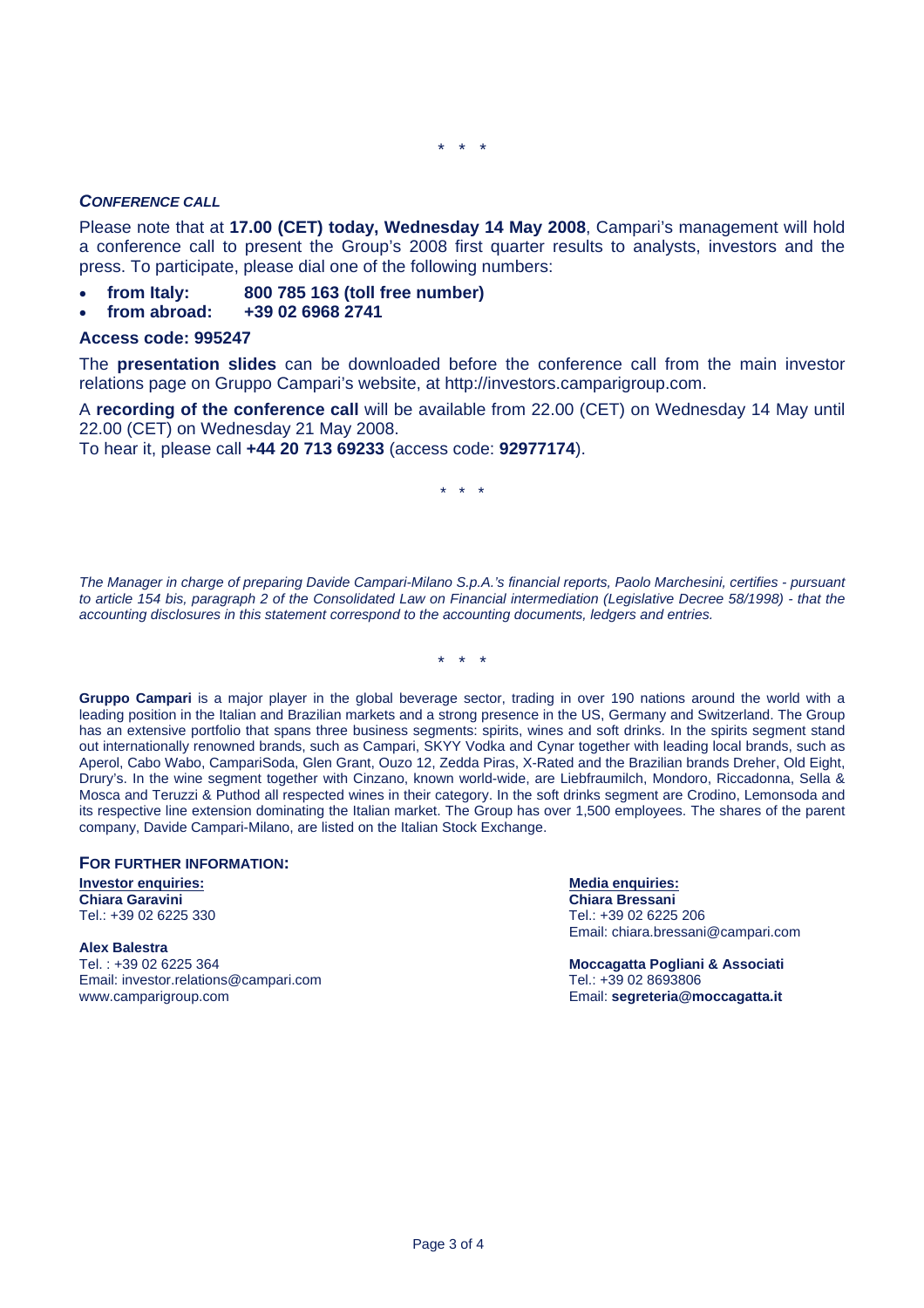\* \* \*

***CONFERENCE CALL***

Please note that at **17.00 (CET) today, Wednesday 14 May 2008**, Campari's management will hold a conference call to present the Group's 2008 first quarter results to analysts, investors and the press. To participate, please dial one of the following numbers:

- **from Italy: 800 785 163 (toll free number)**
- **from abroad: +39 02 6968 2741**

**Access code: 995247**

The **presentation slides** can be downloaded before the conference call from the main investor relations page on Gruppo Campari's website, at http://investors.camparigroup.com.

A **recording of the conference call** will be available from 22.00 (CET) on Wednesday 14 May until 22.00 (CET) on Wednesday 21 May 2008.
To hear it, please call **+44 20 713 69233** (access code: **92977174**).

\* \* \*

*The Manager in charge of preparing Davide Campari-Milano S.p.A.'s financial reports, Paolo Marchesini, certifies - pursuant to article 154 bis, paragraph 2 of the Consolidated Law on Financial intermediation (Legislative Decree 58/1998) - that the accounting disclosures in this statement correspond to the accounting documents, ledgers and entries.*

\* \* \*

**Gruppo Campari** is a major player in the global beverage sector, trading in over 190 nations around the world with a leading position in the Italian and Brazilian markets and a strong presence in the US, Germany and Switzerland. The Group has an extensive portfolio that spans three business segments: spirits, wines and soft drinks. In the spirits segment stand out internationally renowned brands, such as Campari, SKYY Vodka and Cynar together with leading local brands, such as Aperol, Cabo Wabo, CampariSoda, Glen Grant, Ouzo 12, Zedda Piras, X-Rated and the Brazilian brands Dreher, Old Eight, Drury's. In the wine segment together with Cinzano, known world-wide, are Liebfraumilch, Mondoro, Riccadonna, Sella & Mosca and Teruzzi & Puthod all respected wines in their category. In the soft drinks segment are Crodino, Lemonsoda and its respective line extension dominating the Italian market. The Group has over 1,500 employees. The shares of the parent company, Davide Campari-Milano, are listed on the Italian Stock Exchange.

**FOR FURTHER INFORMATION:**

**Investor enquiries:**
**Chiara Garavini**
Tel.: +39 02 6225 330

**Alex Balestra**
Tel. : +39 02 6225 364
Email: investor.relations@campari.com
www.camparigroup.com

**Media enquiries:**
**Chiara Bressani**
Tel.: +39 02 6225 206
Email: chiara.bressani@campari.com

**Moccagatta Pogliani & Associati**
Tel.: +39 02 8693806
Email: **segreteria@moccagatta.it**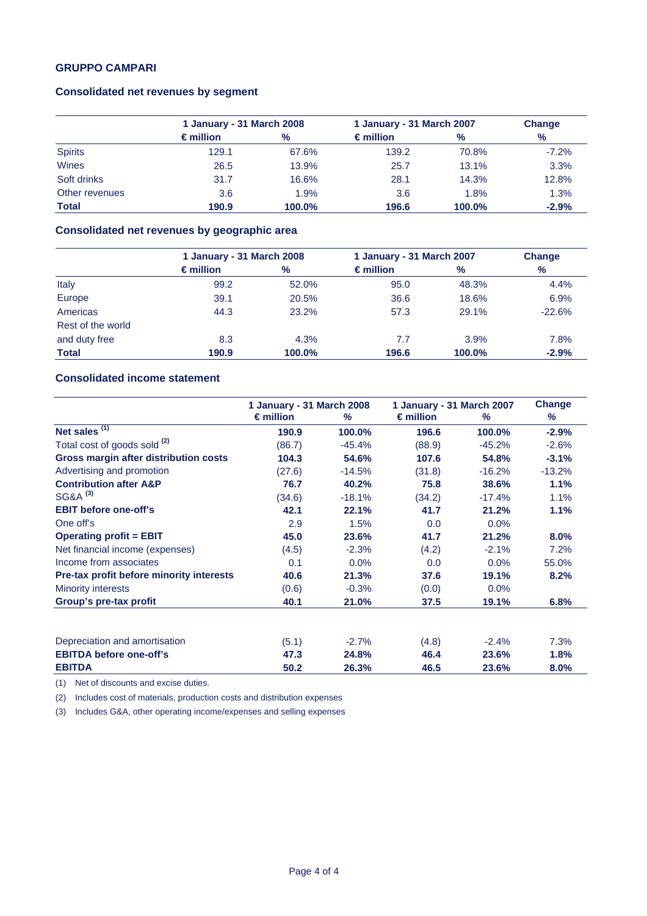**GRUPPO CAMPARI**

**Consolidated net revenues by segment**

| | 1 January - 31 March 2008 | | 1 January - 31 March 2007 | | Change |
|---|---|---|---|---|---|
| | € million | % | € million | % | % |
| Spirits | 129.1 | 67.6% | 139.2 | 70.8% | -7.2% |
| Wines | 26.5 | 13.9% | 25.7 | 13.1% | 3.3% |
| Soft drinks | 31.7 | 16.6% | 28.1 | 14.3% | 12.8% |
| Other revenues | 3.6 | 1.9% | 3.6 | 1.8% | 1.3% |
| **Total** | **190.9** | **100.0%** | **196.6** | **100.0%** | **-2.9%** |

**Consolidated net revenues by geographic area**

| | 1 January - 31 March 2008 | | 1 January - 31 March 2007 | | Change |
|---|---|---|---|---|---|
| | € million | % | € million | % | % |
| Italy | 99.2 | 52.0% | 95.0 | 48.3% | 4.4% |
| Europe | 39.1 | 20.5% | 36.6 | 18.6% | 6.9% |
| Americas | 44.3 | 23.2% | 57.3 | 29.1% | -22.6% |
| Rest of the world and duty free | 8.3 | 4.3% | 7.7 | 3.9% | 7.8% |
| **Total** | **190.9** | **100.0%** | **196.6** | **100.0%** | **-2.9%** |

**Consolidated income statement**

| | 1 January - 31 March 2008 | | 1 January - 31 March 2007 | | Change |
|---|---|---|---|---|---|
| | € million | % | € million | % | % |
| **Net sales** [(1)] | **190.9** | **100.0%** | **196.6** | **100.0%** | **-2.9%** |
| Total cost of goods sold [(2)] | (86.7) | -45.4% | (88.9) | -45.2% | -2.6% |
| **Gross margin after distribution costs** | **104.3** | **54.6%** | **107.6** | **54.8%** | **-3.1%** |
| Advertising and promotion | (27.6) | -14.5% | (31.8) | -16.2% | -13.2% |
| **Contribution after A&P** | **76.7** | **40.2%** | **75.8** | **38.6%** | **1.1%** |
| SG&A [(3)] | (34.6) | -18.1% | (34.2) | -17.4% | 1.1% |
| **EBIT before one-off's** | **42.1** | **22.1%** | **41.7** | **21.2%** | **1.1%** |
| One off's | 2.9 | 1.5% | 0.0 | 0.0% | |
| **Operating profit = EBIT** | **45.0** | **23.6%** | **41.7** | **21.2%** | **8.0%** |
| Net financial income (expenses) | (4.5) | -2.3% | (4.2) | -2.1% | 7.2% |
| Income from associates | 0.1 | 0.0% | 0.0 | 0.0% | 55.0% |
| **Pre-tax profit before minority interests** | **40.6** | **21.3%** | **37.6** | **19.1%** | **8.2%** |
| Minority interests | (0.6) | -0.3% | (0.0) | 0.0% | |
| **Group's pre-tax profit** | **40.1** | **21.0%** | **37.5** | **19.1%** | **6.8%** |
| | | | | | |
| Depreciation and amortisation | (5.1) | -2.7% | (4.8) | -2.4% | 7.3% |
| **EBITDA before one-off's** | **47.3** | **24.8%** | **46.4** | **23.6%** | **1.8%** |
| **EBITDA** | **50.2** | **26.3%** | **46.5** | **23.6%** | **8.0%** |

(1) Net of discounts and excise duties.

(2) Includes cost of materials, production costs and distribution expenses

(3) Includes G&A, other operating income/expenses and selling expenses